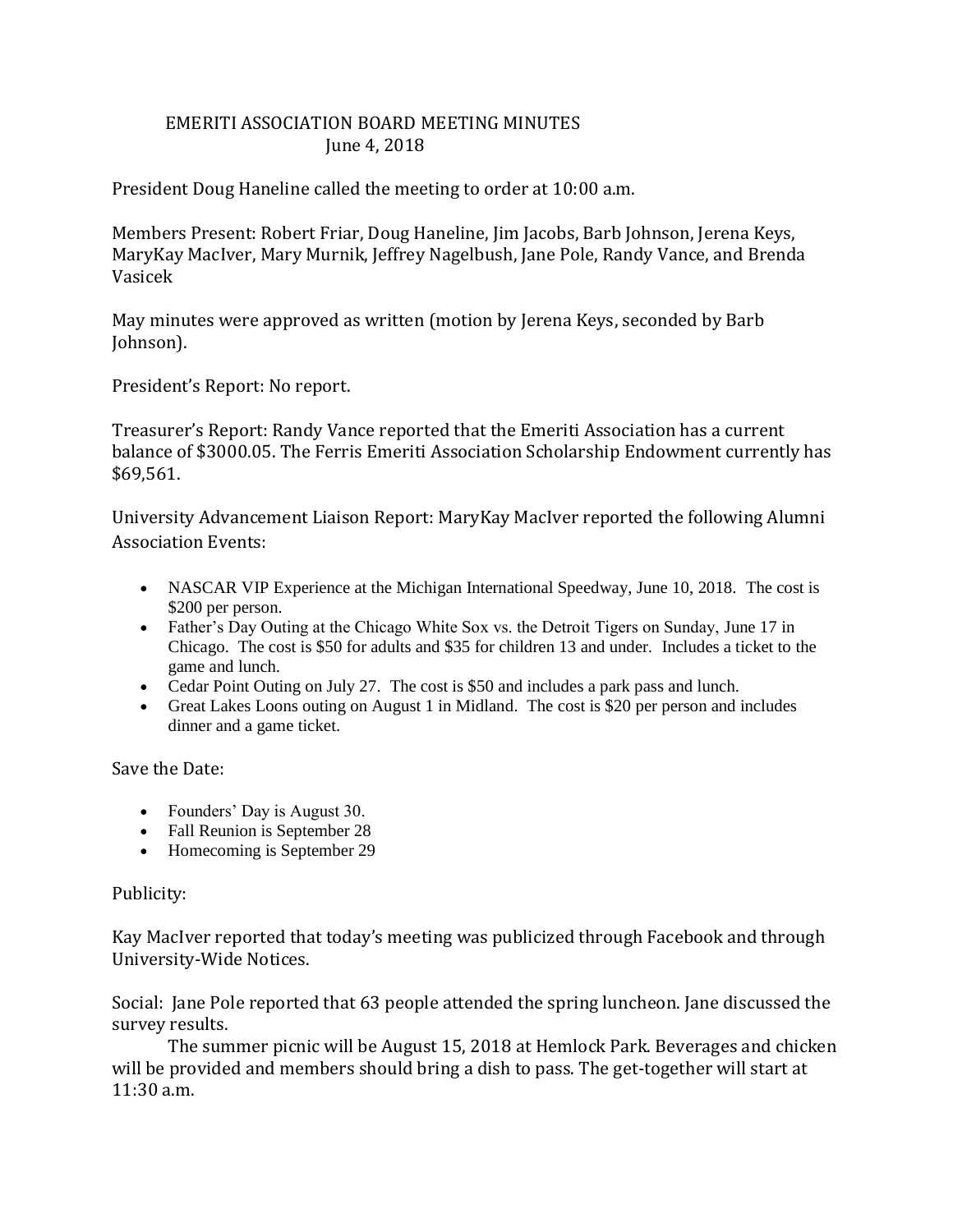# EMERITI ASSOCIATION BOARD MEETING MINUTES

June 4, 2018

President Doug Haneline called the meeting to order at 10:00 a.m.

Members Present: Robert Friar, Doug Haneline, Jim Jacobs, Barb Johnson, Jerena Keys, MaryKay MacIver, Mary Murnik, Jeffrey Nagelbush, Jane Pole, Randy Vance, and Brenda Vasicek

May minutes were approved as written (motion by Jerena Keys, seconded by Barb Johnson).

President's Report: No report.

Treasurer's Report: Randy Vance reported that the Emeriti Association has a current balance of $3000.05. The Ferris Emeriti Association Scholarship Endowment currently has $69,561.

University Advancement Liaison Report: MaryKay MacIver reported the following Alumni Association Events:

- NASCAR VIP Experience at the Michigan International Speedway, June 10, 2018. The cost is $200 per person.
- Father's Day Outing at the Chicago White Sox vs. the Detroit Tigers on Sunday, June 17 in Chicago. The cost is $50 for adults and $35 for children 13 and under. Includes a ticket to the game and lunch.
- Cedar Point Outing on July 27. The cost is $50 and includes a park pass and lunch.
- Great Lakes Loons outing on August 1 in Midland. The cost is $20 per person and includes dinner and a game ticket.

Save the Date:

- Founders' Day is August 30.
- Fall Reunion is September 28
- Homecoming is September 29

Publicity:

Kay MacIver reported that today's meeting was publicized through Facebook and through University-Wide Notices.

Social: Jane Pole reported that 63 people attended the spring luncheon. Jane discussed the survey results.

The summer picnic will be August 15, 2018 at Hemlock Park. Beverages and chicken will be provided and members should bring a dish to pass. The get-together will start at 11:30 a.m.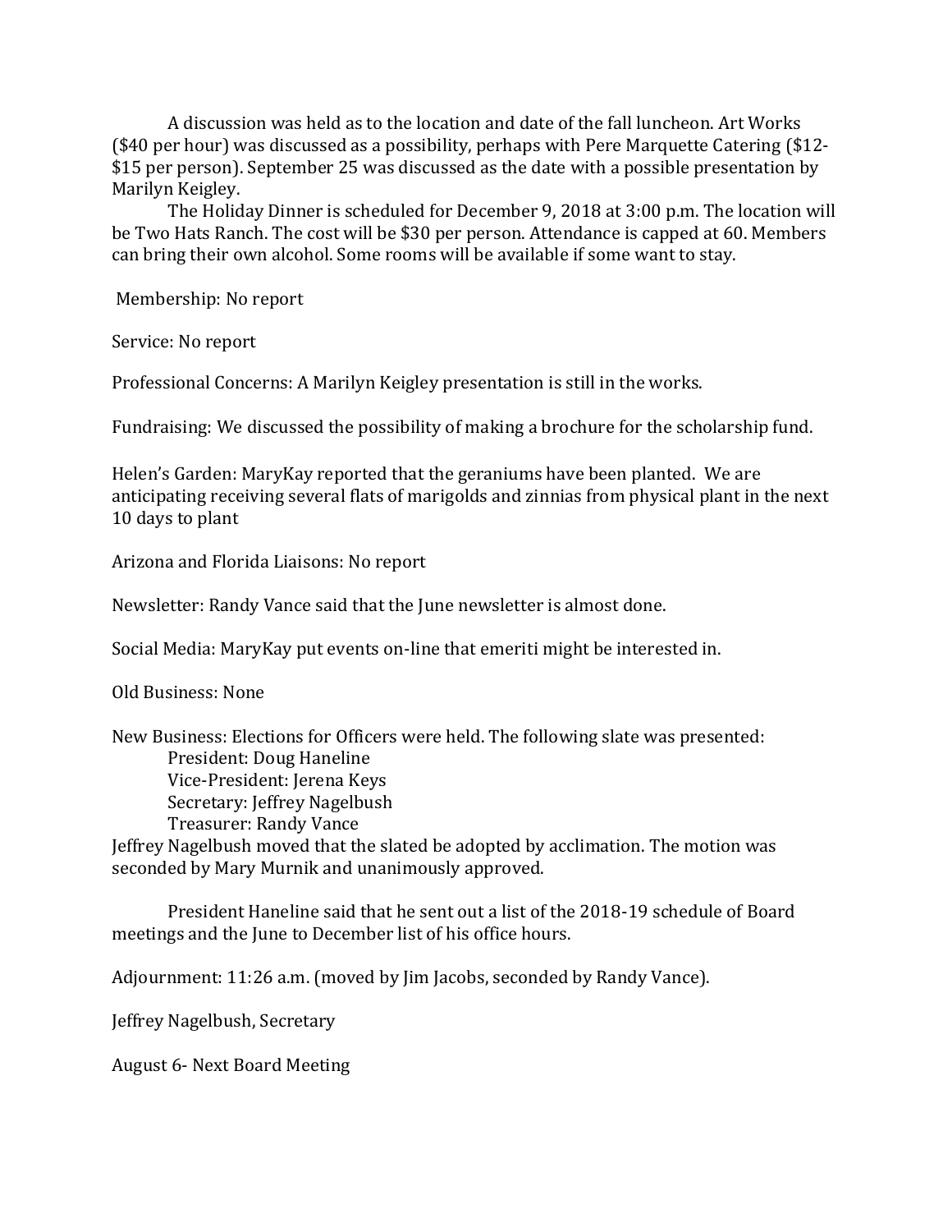A discussion was held as to the location and date of the fall luncheon. Art Works ($40 per hour) was discussed as a possibility, perhaps with Pere Marquette Catering ($12-$15 per person). September 25 was discussed as the date with a possible presentation by Marilyn Keigley.

The Holiday Dinner is scheduled for December 9, 2018 at 3:00 p.m. The location will be Two Hats Ranch. The cost will be $30 per person. Attendance is capped at 60. Members can bring their own alcohol. Some rooms will be available if some want to stay.

Membership: No report

Service: No report

Professional Concerns: A Marilyn Keigley presentation is still in the works.

Fundraising: We discussed the possibility of making a brochure for the scholarship fund.

Helen's Garden: MaryKay reported that the geraniums have been planted. We are anticipating receiving several flats of marigolds and zinnias from physical plant in the next 10 days to plant

Arizona and Florida Liaisons: No report

Newsletter: Randy Vance said that the June newsletter is almost done.

Social Media: MaryKay put events on-line that emeriti might be interested in.

Old Business: None

New Business: Elections for Officers were held. The following slate was presented:

President: Doug Haneline
Vice-President: Jerena Keys
Secretary: Jeffrey Nagelbush
Treasurer: Randy Vance

Jeffrey Nagelbush moved that the slated be adopted by acclimation. The motion was seconded by Mary Murnik and unanimously approved.

President Haneline said that he sent out a list of the 2018-19 schedule of Board meetings and the June to December list of his office hours.

Adjournment: 11:26 a.m. (moved by Jim Jacobs, seconded by Randy Vance).

Jeffrey Nagelbush, Secretary

August 6- Next Board Meeting